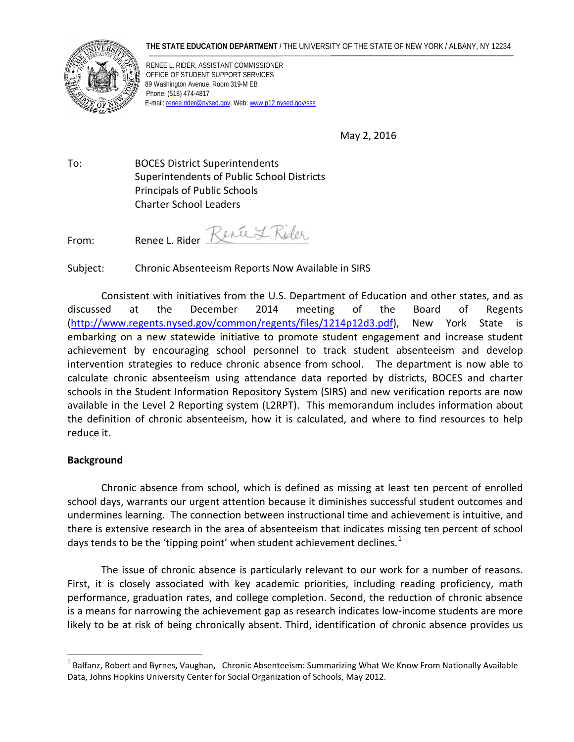**THE STATE EDUCATION DEPARTMENT** / THE UNIVERSITY OF THE STATE OF NEW YORK / ALBANY, NY 12234

RENEE L. RIDER, ASSISTANT COMMISSIONER
OFFICE OF STUDENT SUPPORT SERVICES
89 Washington Avenue, Room 319-M EB
Phone: (518) 474-4817
E-mail: renee.rider@nysed.gov; Web: www.p12.nysed.gov/sss

May 2, 2016

To: BOCES District Superintendents
Superintendents of Public School Districts
Principals of Public Schools
Charter School Leaders

From: Renee L. Rider

Subject: Chronic Absenteeism Reports Now Available in SIRS

Consistent with initiatives from the U.S. Department of Education and other states, and as discussed at the December 2014 meeting of the Board of Regents (http://www.regents.nysed.gov/common/regents/files/1214p12d3.pdf), New York State is embarking on a new statewide initiative to promote student engagement and increase student achievement by encouraging school personnel to track student absenteeism and develop intervention strategies to reduce chronic absence from school. The department is now able to calculate chronic absenteeism using attendance data reported by districts, BOCES and charter schools in the Student Information Repository System (SIRS) and new verification reports are now available in the Level 2 Reporting system (L2RPT). This memorandum includes information about the definition of chronic absenteeism, how it is calculated, and where to find resources to help reduce it.

**Background**

Chronic absence from school, which is defined as missing at least ten percent of enrolled school days, warrants our urgent attention because it diminishes successful student outcomes and undermines learning. The connection between instructional time and achievement is intuitive, and there is extensive research in the area of absenteeism that indicates missing ten percent of school days tends to be the 'tipping point' when student achievement declines.[1]

The issue of chronic absence is particularly relevant to our work for a number of reasons. First, it is closely associated with key academic priorities, including reading proficiency, math performance, graduation rates, and college completion. Second, the reduction of chronic absence is a means for narrowing the achievement gap as research indicates low-income students are more likely to be at risk of being chronically absent. Third, identification of chronic absence provides us

---

[1] Balfanz, Robert and Byrnes, Vaughan, Chronic Absenteeism: Summarizing What We Know From Nationally Available Data, Johns Hopkins University Center for Social Organization of Schools, May 2012.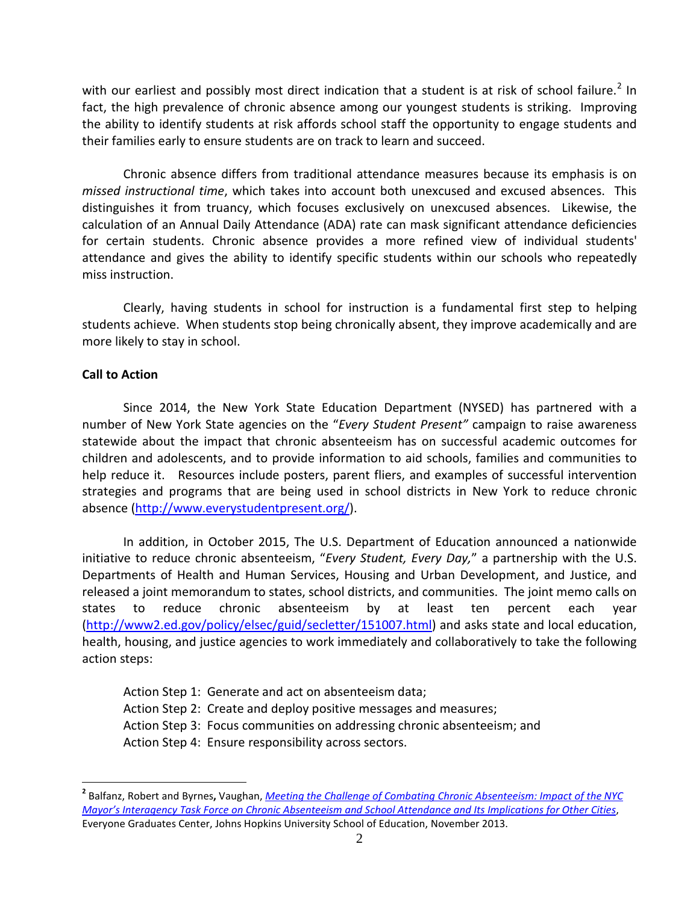with our earliest and possibly most direct indication that a student is at risk of school failure.[2] In fact, the high prevalence of chronic absence among our youngest students is striking. Improving the ability to identify students at risk affords school staff the opportunity to engage students and their families early to ensure students are on track to learn and succeed.

Chronic absence differs from traditional attendance measures because its emphasis is on *missed instructional time*, which takes into account both unexcused and excused absences. This distinguishes it from truancy, which focuses exclusively on unexcused absences. Likewise, the calculation of an Annual Daily Attendance (ADA) rate can mask significant attendance deficiencies for certain students. Chronic absence provides a more refined view of individual students' attendance and gives the ability to identify specific students within our schools who repeatedly miss instruction.

Clearly, having students in school for instruction is a fundamental first step to helping students achieve. When students stop being chronically absent, they improve academically and are more likely to stay in school.

**Call to Action**

Since 2014, the New York State Education Department (NYSED) has partnered with a number of New York State agencies on the "*Every Student Present"* campaign to raise awareness statewide about the impact that chronic absenteeism has on successful academic outcomes for children and adolescents, and to provide information to aid schools, families and communities to help reduce it. Resources include posters, parent fliers, and examples of successful intervention strategies and programs that are being used in school districts in New York to reduce chronic absence ([http://www.everystudentpresent.org/](http://www.everystudentpresent.org/)).

In addition, in October 2015, The U.S. Department of Education announced a nationwide initiative to reduce chronic absenteeism, "*Every Student, Every Day,*" a partnership with the U.S. Departments of Health and Human Services, Housing and Urban Development, and Justice, and released a joint memorandum to states, school districts, and communities. The joint memo calls on states to reduce chronic absenteeism by at least ten percent each year ([http://www2.ed.gov/policy/elsec/guid/secletter/151007.html](http://www2.ed.gov/policy/elsec/guid/secletter/151007.html)) and asks state and local education, health, housing, and justice agencies to work immediately and collaboratively to take the following action steps:

Action Step 1: Generate and act on absenteeism data;
Action Step 2: Create and deploy positive messages and measures;
Action Step 3: Focus communities on addressing chronic absenteeism; and
Action Step 4: Ensure responsibility across sectors.

---

[2] Balfanz, Robert and Byrnes, Vaughan, *Meeting the Challenge of Combating Chronic Absenteeism: Impact of the NYC Mayor's Interagency Task Force on Chronic Absenteeism and School Attendance and Its Implications for Other Cities*, Everyone Graduates Center, Johns Hopkins University School of Education, November 2013.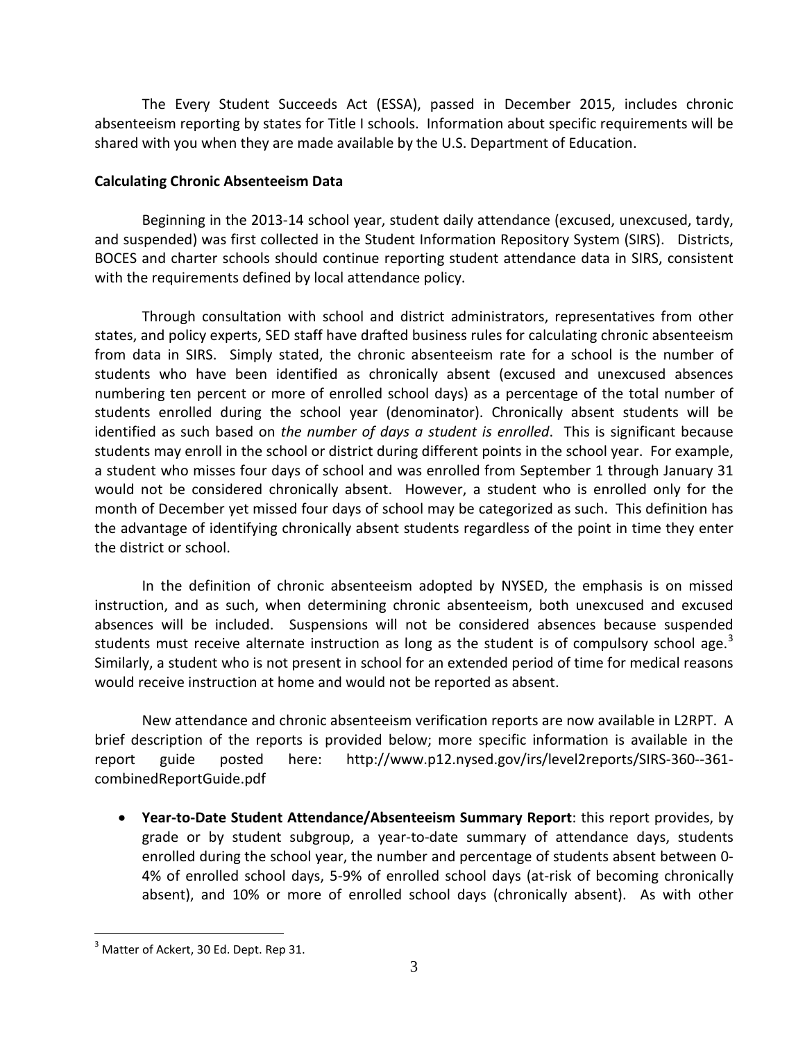The Every Student Succeeds Act (ESSA), passed in December 2015, includes chronic absenteeism reporting by states for Title I schools. Information about specific requirements will be shared with you when they are made available by the U.S. Department of Education.

**Calculating Chronic Absenteeism Data**

Beginning in the 2013-14 school year, student daily attendance (excused, unexcused, tardy, and suspended) was first collected in the Student Information Repository System (SIRS). Districts, BOCES and charter schools should continue reporting student attendance data in SIRS, consistent with the requirements defined by local attendance policy.

Through consultation with school and district administrators, representatives from other states, and policy experts, SED staff have drafted business rules for calculating chronic absenteeism from data in SIRS. Simply stated, the chronic absenteeism rate for a school is the number of students who have been identified as chronically absent (excused and unexcused absences numbering ten percent or more of enrolled school days) as a percentage of the total number of students enrolled during the school year (denominator). Chronically absent students will be identified as such based on *the number of days a student is enrolled*. This is significant because students may enroll in the school or district during different points in the school year. For example, a student who misses four days of school and was enrolled from September 1 through January 31 would not be considered chronically absent. However, a student who is enrolled only for the month of December yet missed four days of school may be categorized as such. This definition has the advantage of identifying chronically absent students regardless of the point in time they enter the district or school.

In the definition of chronic absenteeism adopted by NYSED, the emphasis is on missed instruction, and as such, when determining chronic absenteeism, both unexcused and excused absences will be included. Suspensions will not be considered absences because suspended students must receive alternate instruction as long as the student is of compulsory school age.[3] Similarly, a student who is not present in school for an extended period of time for medical reasons would receive instruction at home and would not be reported as absent.

New attendance and chronic absenteeism verification reports are now available in L2RPT. A brief description of the reports is provided below; more specific information is available in the report guide posted here: http://www.p12.nysed.gov/irs/level2reports/SIRS-360--361-combinedReportGuide.pdf

- **Year-to-Date Student Attendance/Absenteeism Summary Report**: this report provides, by grade or by student subgroup, a year-to-date summary of attendance days, students enrolled during the school year, the number and percentage of students absent between 0-4% of enrolled school days, 5-9% of enrolled school days (at-risk of becoming chronically absent), and 10% or more of enrolled school days (chronically absent). As with other

[3] Matter of Ackert, 30 Ed. Dept. Rep 31.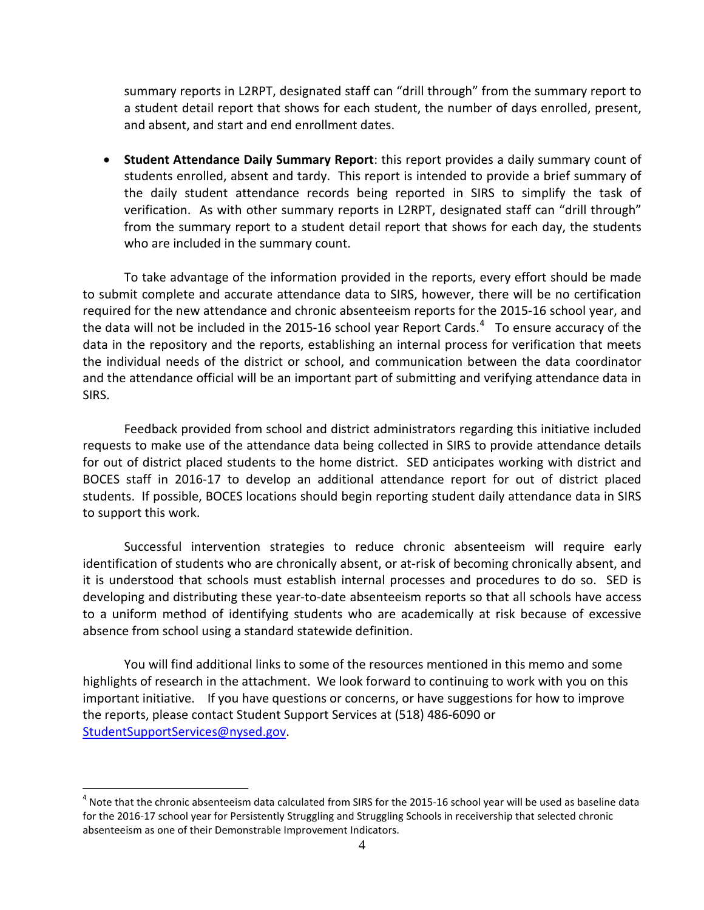summary reports in L2RPT, designated staff can "drill through" from the summary report to a student detail report that shows for each student, the number of days enrolled, present, and absent, and start and end enrollment dates.

- **Student Attendance Daily Summary Report**: this report provides a daily summary count of students enrolled, absent and tardy. This report is intended to provide a brief summary of the daily student attendance records being reported in SIRS to simplify the task of verification. As with other summary reports in L2RPT, designated staff can "drill through" from the summary report to a student detail report that shows for each day, the students who are included in the summary count.

To take advantage of the information provided in the reports, every effort should be made to submit complete and accurate attendance data to SIRS, however, there will be no certification required for the new attendance and chronic absenteeism reports for the 2015-16 school year, and the data will not be included in the 2015-16 school year Report Cards.[4] To ensure accuracy of the data in the repository and the reports, establishing an internal process for verification that meets the individual needs of the district or school, and communication between the data coordinator and the attendance official will be an important part of submitting and verifying attendance data in SIRS.

Feedback provided from school and district administrators regarding this initiative included requests to make use of the attendance data being collected in SIRS to provide attendance details for out of district placed students to the home district. SED anticipates working with district and BOCES staff in 2016-17 to develop an additional attendance report for out of district placed students. If possible, BOCES locations should begin reporting student daily attendance data in SIRS to support this work.

Successful intervention strategies to reduce chronic absenteeism will require early identification of students who are chronically absent, or at-risk of becoming chronically absent, and it is understood that schools must establish internal processes and procedures to do so. SED is developing and distributing these year-to-date absenteeism reports so that all schools have access to a uniform method of identifying students who are academically at risk because of excessive absence from school using a standard statewide definition.

You will find additional links to some of the resources mentioned in this memo and some highlights of research in the attachment. We look forward to continuing to work with you on this important initiative. If you have questions or concerns, or have suggestions for how to improve the reports, please contact Student Support Services at (518) 486-6090 or StudentSupportServices@nysed.gov.

---

[4] Note that the chronic absenteeism data calculated from SIRS for the 2015-16 school year will be used as baseline data for the 2016-17 school year for Persistently Struggling and Struggling Schools in receivership that selected chronic absenteeism as one of their Demonstrable Improvement Indicators.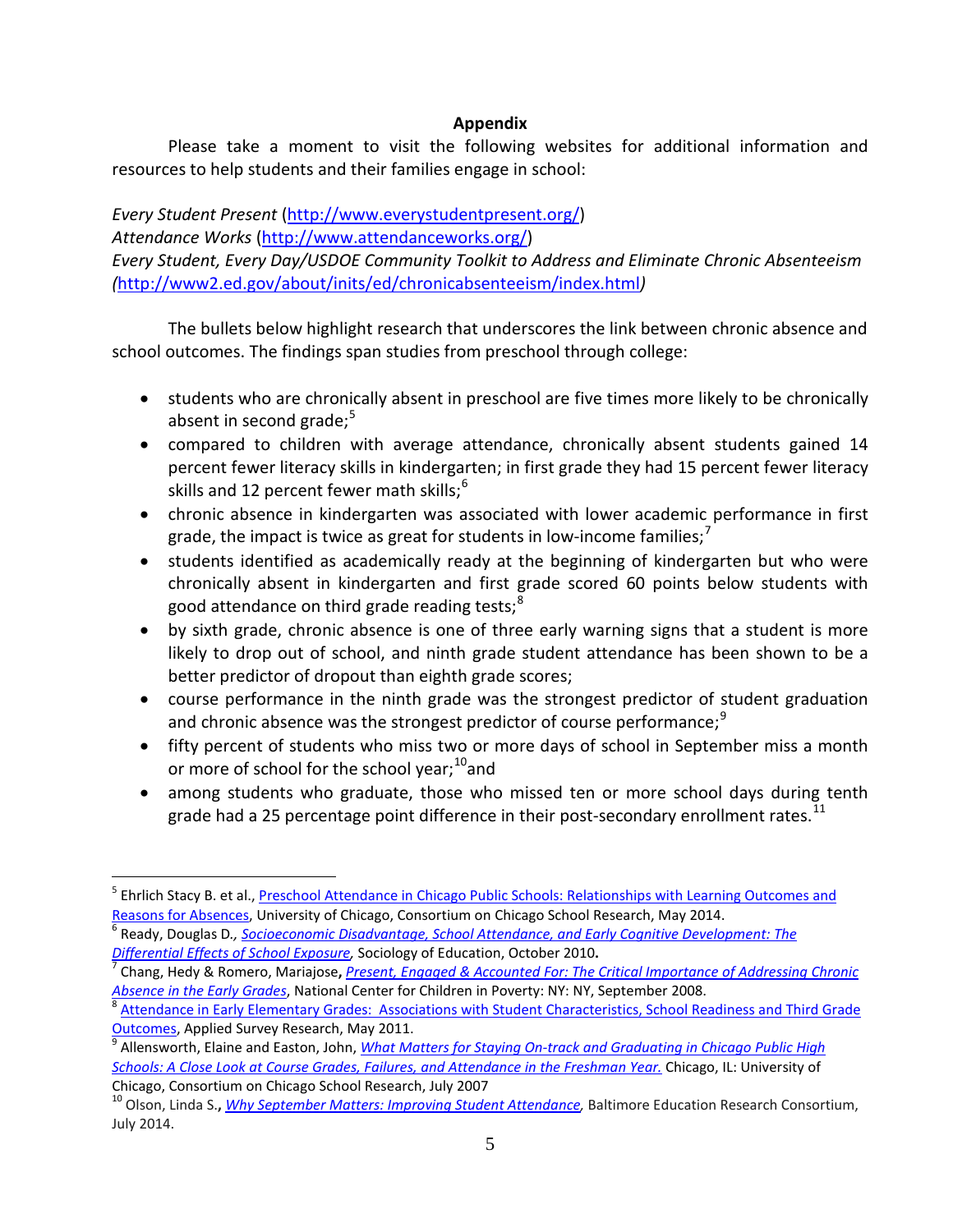## Appendix

Please take a moment to visit the following websites for additional information and resources to help students and their families engage in school:

*Every Student Present* (http://www.everystudentpresent.org/)
*Attendance Works* (http://www.attendanceworks.org/)
*Every Student, Every Day/USDOE Community Toolkit to Address and Eliminate Chronic Absenteeism (*http://www2.ed.gov/about/inits/ed/chronicabsenteeism/index.html*)*

The bullets below highlight research that underscores the link between chronic absence and school outcomes. The findings span studies from preschool through college:

- students who are chronically absent in preschool are five times more likely to be chronically absent in second grade;[5]
- compared to children with average attendance, chronically absent students gained 14 percent fewer literacy skills in kindergarten; in first grade they had 15 percent fewer literacy skills and 12 percent fewer math skills;[6]
- chronic absence in kindergarten was associated with lower academic performance in first grade, the impact is twice as great for students in low-income families;[7]
- students identified as academically ready at the beginning of kindergarten but who were chronically absent in kindergarten and first grade scored 60 points below students with good attendance on third grade reading tests;[8]
- by sixth grade, chronic absence is one of three early warning signs that a student is more likely to drop out of school, and ninth grade student attendance has been shown to be a better predictor of dropout than eighth grade scores;
- course performance in the ninth grade was the strongest predictor of student graduation and chronic absence was the strongest predictor of course performance;[9]
- fifty percent of students who miss two or more days of school in September miss a month or more of school for the school year;[10]and
- among students who graduate, those who missed ten or more school days during tenth grade had a 25 percentage point difference in their post-secondary enrollment rates.[11]

---

[5] Ehrlich Stacy B. et al., Preschool Attendance in Chicago Public Schools: Relationships with Learning Outcomes and Reasons for Absences, University of Chicago, Consortium on Chicago School Research, May 2014.

[6] Ready, Douglas D., *Socioeconomic Disadvantage, School Attendance, and Early Cognitive Development: The Differential Effects of School Exposure*, Sociology of Education, October 2010.

[7] Chang, Hedy & Romero, Mariajose, *Present, Engaged & Accounted For: The Critical Importance of Addressing Chronic Absence in the Early Grades*, National Center for Children in Poverty: NY: NY, September 2008.

[8] Attendance in Early Elementary Grades: Associations with Student Characteristics, School Readiness and Third Grade Outcomes, Applied Survey Research, May 2011.

[9] Allensworth, Elaine and Easton, John, *What Matters for Staying On-track and Graduating in Chicago Public High Schools: A Close Look at Course Grades, Failures, and Attendance in the Freshman Year.* Chicago, IL: University of Chicago, Consortium on Chicago School Research, July 2007

[10] Olson, Linda S., *Why September Matters: Improving Student Attendance*, Baltimore Education Research Consortium, July 2014.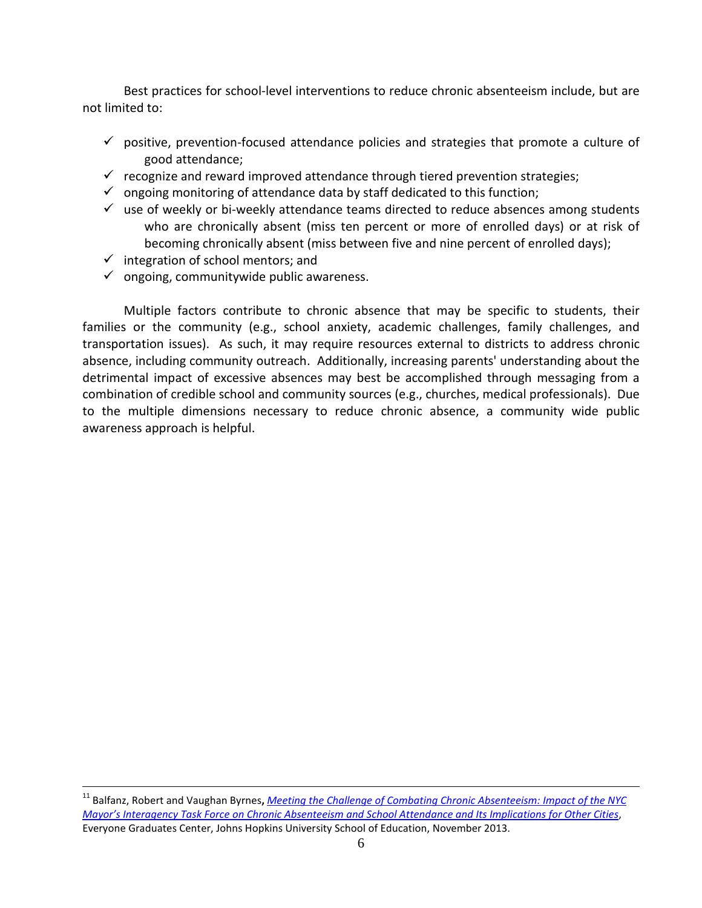Best practices for school-level interventions to reduce chronic absenteeism include, but are not limited to:

- ✓ positive, prevention-focused attendance policies and strategies that promote a culture of good attendance;
- ✓ recognize and reward improved attendance through tiered prevention strategies;
- ✓ ongoing monitoring of attendance data by staff dedicated to this function;
- ✓ use of weekly or bi-weekly attendance teams directed to reduce absences among students who are chronically absent (miss ten percent or more of enrolled days) or at risk of becoming chronically absent (miss between five and nine percent of enrolled days);
- ✓ integration of school mentors; and
- ✓ ongoing, communitywide public awareness.

Multiple factors contribute to chronic absence that may be specific to students, their families or the community (e.g., school anxiety, academic challenges, family challenges, and transportation issues). As such, it may require resources external to districts to address chronic absence, including community outreach. Additionally, increasing parents' understanding about the detrimental impact of excessive absences may best be accomplished through messaging from a combination of credible school and community sources (e.g., churches, medical professionals). Due to the multiple dimensions necessary to reduce chronic absence, a community wide public awareness approach is helpful.

---

[11] Balfanz, Robert and Vaughan Byrnes, *Meeting the Challenge of Combating Chronic Absenteeism: Impact of the NYC Mayor's Interagency Task Force on Chronic Absenteeism and School Attendance and Its Implications for Other Cities*, Everyone Graduates Center, Johns Hopkins University School of Education, November 2013.